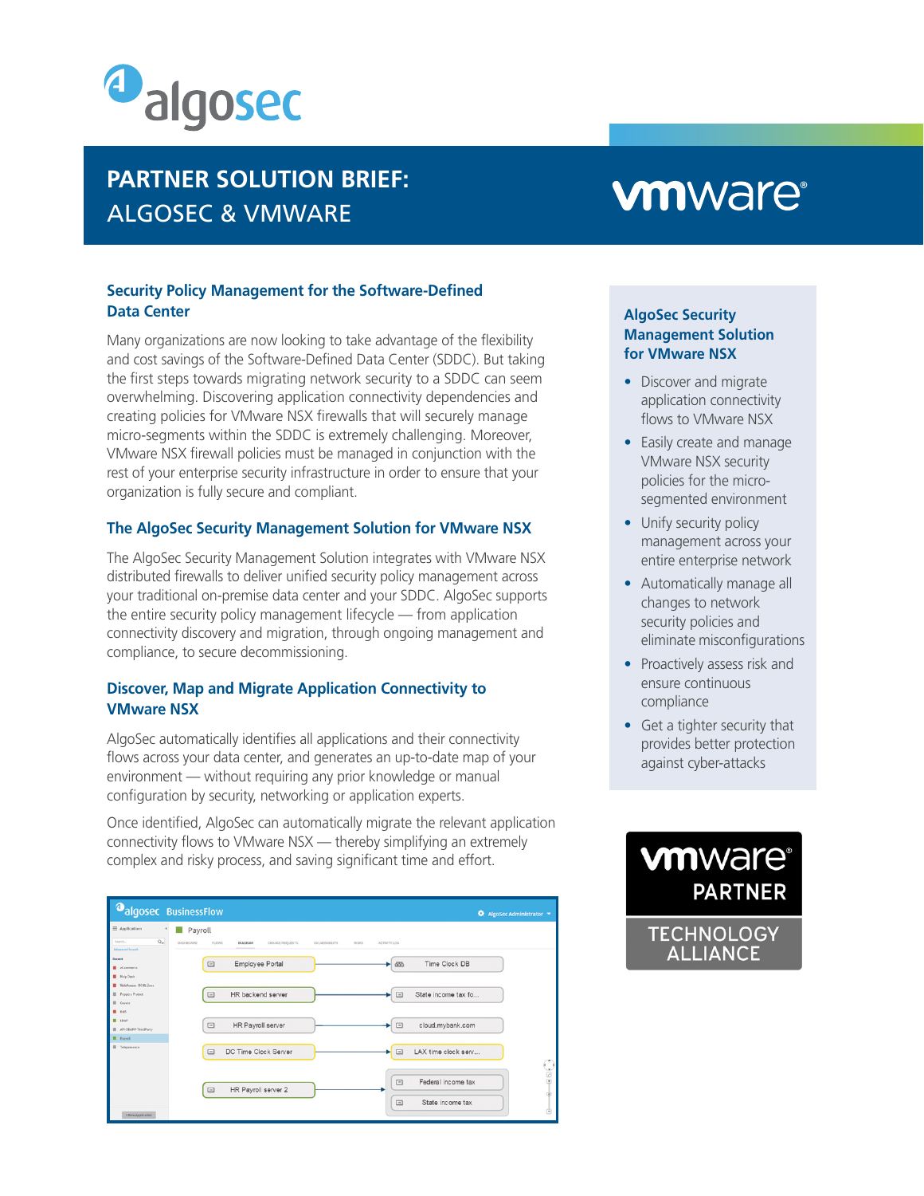# PARTNER SOLUTION BRIEF: ALGOSEC & VMWARE

## Security Policy Management for the Software-Defined Data Center

Many organizations are now looking to take advantage of the flexibility and cost savings of the Software-Defined Data Center (SDDC). But taking the first steps towards migrating network security to a SDDC can seem overwhelming. Discovering application connectivity dependencies and creating policies for VMware NSX firewalls that will securely manage micro-segments within the SDDC is extremely challenging. Moreover, VMware NSX firewall policies must be managed in conjunction with the rest of your enterprise security infrastructure in order to ensure that your organization is fully secure and compliant.

## The AlgoSec Security Management Solution for VMware NSX

The AlgoSec Security Management Solution integrates with VMware NSX distributed firewalls to deliver unified security policy management across your traditional on-premise data center and your SDDC. AlgoSec supports the entire security policy management lifecycle — from application connectivity discovery and migration, through ongoing management and compliance, to secure decommissioning.

## Discover, Map and Migrate Application Connectivity to VMware NSX

AlgoSec automatically identifies all applications and their connectivity flows across your data center, and generates an up-to-date map of your environment — without requiring any prior knowledge or manual configuration by security, networking or application experts.

Once identified, AlgoSec can automatically migrate the relevant application connectivity flows to VMware NSX — thereby simplifying an extremely complex and risky process, and saving significant time and effort.

### AlgoSec Security Management Solution for VMware NSX

- Discover and migrate application connectivity flows to VMware NSX
- Easily create and manage VMware NSX security policies for the micro-segmented environment
- Unify security policy management across your entire enterprise network
- Automatically manage all changes to network security policies and eliminate misconfigurations
- Proactively assess risk and ensure continuous compliance
- Get a tighter security that provides better protection against cyber-attacks

VMware PARTNER TECHNOLOGY ALLIANCE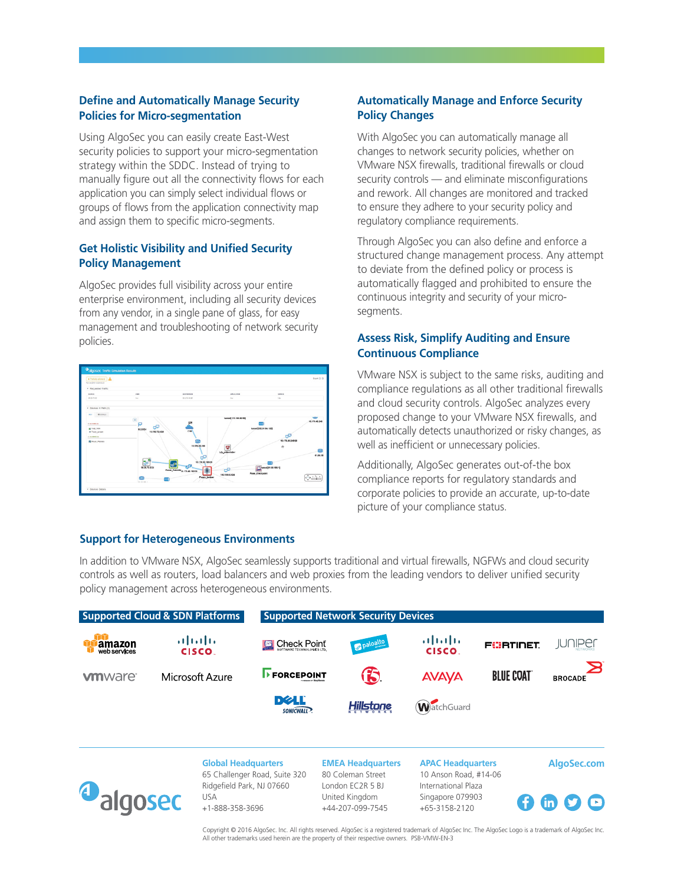## Define and Automatically Manage Security Policies for Micro-segmentation

Using AlgoSec you can easily create East-West security policies to support your micro-segmentation strategy within the SDDC. Instead of trying to manually figure out all the connectivity flows for each application you can simply select individual flows or groups of flows from the application connectivity map and assign them to specific micro-segments.

## Get Holistic Visibility and Unified Security Policy Management

AlgoSec provides full visibility across your entire enterprise environment, including all security devices from any vendor, in a single pane of glass, for easy management and troubleshooting of network security policies.

## Automatically Manage and Enforce Security Policy Changes

With AlgoSec you can automatically manage all changes to network security policies, whether on VMware NSX firewalls, traditional firewalls or cloud security controls — and eliminate misconfigurations and rework. All changes are monitored and tracked to ensure they adhere to your security policy and regulatory compliance requirements.

Through AlgoSec you can also define and enforce a structured change management process. Any attempt to deviate from the defined policy or process is automatically flagged and prohibited to ensure the continuous integrity and security of your micro-segments.

## Assess Risk, Simplify Auditing and Ensure Continuous Compliance

VMware NSX is subject to the same risks, auditing and compliance regulations as all other traditional firewalls and cloud security controls. AlgoSec analyzes every proposed change to your VMware NSX firewalls, and automatically detects unauthorized or risky changes, as well as inefficient or unnecessary policies.

Additionally, AlgoSec generates out-of-the box compliance reports for regulatory standards and corporate policies to provide an accurate, up-to-date picture of your compliance status.

## Support for Heterogeneous Environments

In addition to VMware NSX, AlgoSec seamlessly supports traditional and virtual firewalls, NGFWs and cloud security controls as well as routers, load balancers and web proxies from the leading vendors to deliver unified security policy management across heterogeneous environments.

**Supported Cloud & SDN Platforms**

amazon web services, Cisco, vmware, Microsoft Azure

**Supported Network Security Devices**

Check Point, paloalto, Cisco, Fortinet, Juniper, Forcepoint, F5, Avaya, Blue Coat, Brocade, Dell SonicWall, Hillstone Networks, WatchGuard

**Global Headquarters**
65 Challenger Road, Suite 320
Ridgefield Park, NJ 07660
USA
+1-888-358-3696

**EMEA Headquarters**
80 Coleman Street
London EC2R 5 BJ
United Kingdom
+44-207-099-7545

**APAC Headquarters**
10 Anson Road, #14-06
International Plaza
Singapore 079903
+65-3158-2120

**AlgoSec.com**

Copyright © 2016 AlgoSec. Inc. All rights reserved. AlgoSec is a registered trademark of AlgoSec Inc. The AlgoSec Logo is a trademark of AlgoSec Inc. All other trademarks used herein are the property of their respective owners. PSB-VMW-EN-3